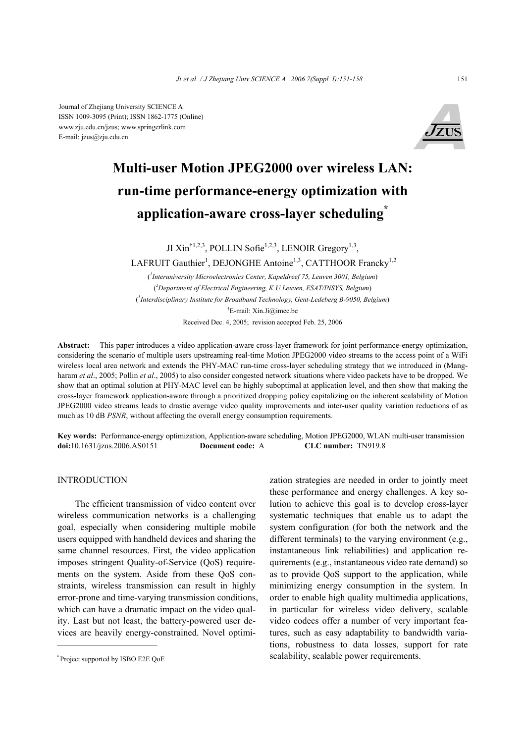Journal of Zhejiang University SCIENCE A
ISSN 1009-3095 (Print); ISSN 1862-1775 (Online)
www.zju.edu.cn/jzus; www.springerlink.com
E-mail: jzus@zju.edu.cn

# Multi-user Motion JPEG2000 over wireless LAN: run-time performance-energy optimization with application-aware cross-layer scheduling*

JI Xin†[1,2,3], POLLIN Sofie[1,2,3], LENOIR Gregory[1,3], LAFRUIT Gauthier[1], DEJONGHE Antoine[1,3], CATTHOOR Francky[1,2]

([1]*Interuniversity Microelectronics Center, Kapeldreef 75, Leuven 3001, Belgium*)

([2]*Department of Electrical Engineering, K.U.Leuven, ESAT/INSYS, Belgium*)

([3]*Interdisciplinary Institute for Broadband Technology, Gent-Ledeberg B-9050, Belgium*)

†E-mail: Xin.Ji@imec.be

Received Dec. 4, 2005; revision accepted Feb. 25, 2006

**Abstract:** This paper introduces a video application-aware cross-layer framework for joint performance-energy optimization, considering the scenario of multiple users upstreaming real-time Motion JPEG2000 video streams to the access point of a WiFi wireless local area network and extends the PHY-MAC run-time cross-layer scheduling strategy that we introduced in (Mangharam *et al*., 2005; Pollin *et al*., 2005) to also consider congested network situations where video packets have to be dropped. We show that an optimal solution at PHY-MAC level can be highly suboptimal at application level, and then show that making the cross-layer framework application-aware through a prioritized dropping policy capitalizing on the inherent scalability of Motion JPEG2000 video streams leads to drastic average video quality improvements and inter-user quality variation reductions of as much as 10 dB *PSNR*, without affecting the overall energy consumption requirements.

**Key words:** Performance-energy optimization, Application-aware scheduling, Motion JPEG2000, WLAN multi-user transmission

**doi:**10.1631/jzus.2006.AS0151 **Document code:** A **CLC number:** TN919.8

## INTRODUCTION

The efficient transmission of video content over wireless communication networks is a challenging goal, especially when considering multiple mobile users equipped with handheld devices and sharing the same channel resources. First, the video application imposes stringent Quality-of-Service (QoS) requirements on the system. Aside from these QoS constraints, wireless transmission can result in highly error-prone and time-varying transmission conditions, which can have a dramatic impact on the video quality. Last but not least, the battery-powered user devices are heavily energy-constrained. Novel optimization strategies are needed in order to jointly meet these performance and energy challenges. A key solution to achieve this goal is to develop cross-layer systematic techniques that enable us to adapt the system configuration (for both the network and the different terminals) to the varying environment (e.g., instantaneous link reliabilities) and application requirements (e.g., instantaneous video rate demand) so as to provide QoS support to the application, while minimizing energy consumption in the system. In order to enable high quality multimedia applications, in particular for wireless video delivery, scalable video codecs offer a number of very important features, such as easy adaptability to bandwidth variations, robustness to data losses, support for rate scalability, scalable power requirements.

* Project supported by ISBO E2E QoE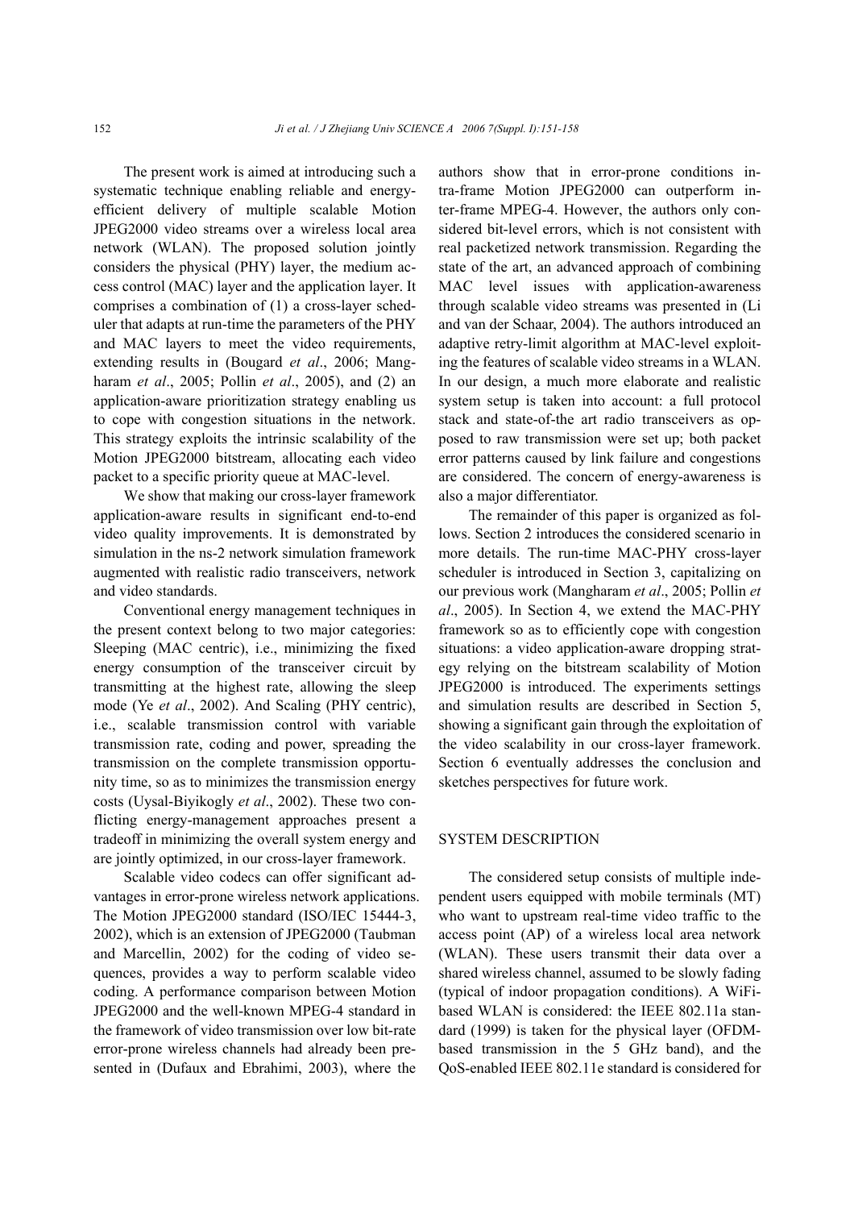The present work is aimed at introducing such a systematic technique enabling reliable and energy-efficient delivery of multiple scalable Motion JPEG2000 video streams over a wireless local area network (WLAN). The proposed solution jointly considers the physical (PHY) layer, the medium access control (MAC) layer and the application layer. It comprises a combination of (1) a cross-layer scheduler that adapts at run-time the parameters of the PHY and MAC layers to meet the video requirements, extending results in (Bougard *et al*., 2006; Mangharam *et al*., 2005; Pollin *et al*., 2005), and (2) an application-aware prioritization strategy enabling us to cope with congestion situations in the network. This strategy exploits the intrinsic scalability of the Motion JPEG2000 bitstream, allocating each video packet to a specific priority queue at MAC-level.

We show that making our cross-layer framework application-aware results in significant end-to-end video quality improvements. It is demonstrated by simulation in the ns-2 network simulation framework augmented with realistic radio transceivers, network and video standards.

Conventional energy management techniques in the present context belong to two major categories: Sleeping (MAC centric), i.e., minimizing the fixed energy consumption of the transceiver circuit by transmitting at the highest rate, allowing the sleep mode (Ye *et al*., 2002). And Scaling (PHY centric), i.e., scalable transmission control with variable transmission rate, coding and power, spreading the transmission on the complete transmission opportunity time, so as to minimizes the transmission energy costs (Uysal-Biyikogly *et al*., 2002). These two conflicting energy-management approaches present a tradeoff in minimizing the overall system energy and are jointly optimized, in our cross-layer framework.

Scalable video codecs can offer significant advantages in error-prone wireless network applications. The Motion JPEG2000 standard (ISO/IEC 15444-3, 2002), which is an extension of JPEG2000 (Taubman and Marcellin, 2002) for the coding of video sequences, provides a way to perform scalable video coding. A performance comparison between Motion JPEG2000 and the well-known MPEG-4 standard in the framework of video transmission over low bit-rate error-prone wireless channels had already been presented in (Dufaux and Ebrahimi, 2003), where the authors show that in error-prone conditions intra-frame Motion JPEG2000 can outperform inter-frame MPEG-4. However, the authors only considered bit-level errors, which is not consistent with real packetized network transmission. Regarding the state of the art, an advanced approach of combining MAC level issues with application-awareness through scalable video streams was presented in (Li and van der Schaar, 2004). The authors introduced an adaptive retry-limit algorithm at MAC-level exploiting the features of scalable video streams in a WLAN. In our design, a much more elaborate and realistic system setup is taken into account: a full protocol stack and state-of-the art radio transceivers as opposed to raw transmission were set up; both packet error patterns caused by link failure and congestions are considered. The concern of energy-awareness is also a major differentiator.

The remainder of this paper is organized as follows. Section 2 introduces the considered scenario in more details. The run-time MAC-PHY cross-layer scheduler is introduced in Section 3, capitalizing on our previous work (Mangharam *et al*., 2005; Pollin *et al*., 2005). In Section 4, we extend the MAC-PHY framework so as to efficiently cope with congestion situations: a video application-aware dropping strategy relying on the bitstream scalability of Motion JPEG2000 is introduced. The experiments settings and simulation results are described in Section 5, showing a significant gain through the exploitation of the video scalability in our cross-layer framework. Section 6 eventually addresses the conclusion and sketches perspectives for future work.

## SYSTEM DESCRIPTION

The considered setup consists of multiple independent users equipped with mobile terminals (MT) who want to upstream real-time video traffic to the access point (AP) of a wireless local area network (WLAN). These users transmit their data over a shared wireless channel, assumed to be slowly fading (typical of indoor propagation conditions). A WiFi-based WLAN is considered: the IEEE 802.11a standard (1999) is taken for the physical layer (OFDM-based transmission in the 5 GHz band), and the QoS-enabled IEEE 802.11e standard is considered for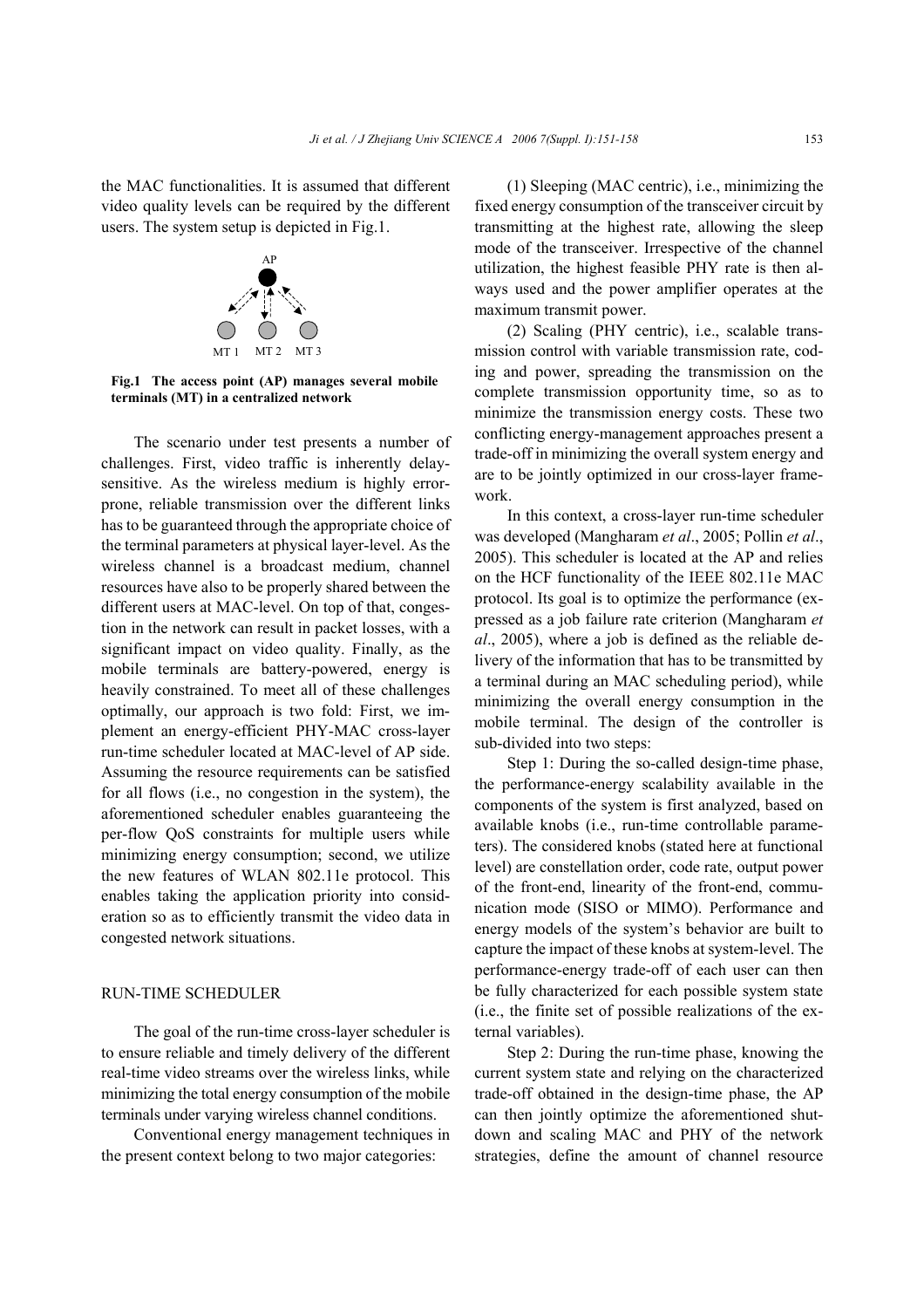the MAC functionalities. It is assumed that different video quality levels can be required by the different users. The system setup is depicted in Fig.1.

**Fig.1 The access point (AP) manages several mobile terminals (MT) in a centralized network**

The scenario under test presents a number of challenges. First, video traffic is inherently delay-sensitive. As the wireless medium is highly error-prone, reliable transmission over the different links has to be guaranteed through the appropriate choice of the terminal parameters at physical layer-level. As the wireless channel is a broadcast medium, channel resources have also to be properly shared between the different users at MAC-level. On top of that, congestion in the network can result in packet losses, with a significant impact on video quality. Finally, as the mobile terminals are battery-powered, energy is heavily constrained. To meet all of these challenges optimally, our approach is two fold: First, we implement an energy-efficient PHY-MAC cross-layer run-time scheduler located at MAC-level of AP side. Assuming the resource requirements can be satisfied for all flows (i.e., no congestion in the system), the aforementioned scheduler enables guaranteeing the per-flow QoS constraints for multiple users while minimizing energy consumption; second, we utilize the new features of WLAN 802.11e protocol. This enables taking the application priority into consideration so as to efficiently transmit the video data in congested network situations.

## RUN-TIME SCHEDULER

The goal of the run-time cross-layer scheduler is to ensure reliable and timely delivery of the different real-time video streams over the wireless links, while minimizing the total energy consumption of the mobile terminals under varying wireless channel conditions.

Conventional energy management techniques in the present context belong to two major categories:

(1) Sleeping (MAC centric), i.e., minimizing the fixed energy consumption of the transceiver circuit by transmitting at the highest rate, allowing the sleep mode of the transceiver. Irrespective of the channel utilization, the highest feasible PHY rate is then always used and the power amplifier operates at the maximum transmit power.

(2) Scaling (PHY centric), i.e., scalable transmission control with variable transmission rate, coding and power, spreading the transmission on the complete transmission opportunity time, so as to minimize the transmission energy costs. These two conflicting energy-management approaches present a trade-off in minimizing the overall system energy and are to be jointly optimized in our cross-layer framework.

In this context, a cross-layer run-time scheduler was developed (Mangharam *et al*., 2005; Pollin *et al*., 2005). This scheduler is located at the AP and relies on the HCF functionality of the IEEE 802.11e MAC protocol. Its goal is to optimize the performance (expressed as a job failure rate criterion (Mangharam *et al*., 2005), where a job is defined as the reliable delivery of the information that has to be transmitted by a terminal during an MAC scheduling period), while minimizing the overall energy consumption in the mobile terminal. The design of the controller is sub-divided into two steps:

Step 1: During the so-called design-time phase, the performance-energy scalability available in the components of the system is first analyzed, based on available knobs (i.e., run-time controllable parameters). The considered knobs (stated here at functional level) are constellation order, code rate, output power of the front-end, linearity of the front-end, communication mode (SISO or MIMO). Performance and energy models of the system's behavior are built to capture the impact of these knobs at system-level. The performance-energy trade-off of each user can then be fully characterized for each possible system state (i.e., the finite set of possible realizations of the external variables).

Step 2: During the run-time phase, knowing the current system state and relying on the characterized trade-off obtained in the design-time phase, the AP can then jointly optimize the aforementioned shutdown and scaling MAC and PHY of the network strategies, define the amount of channel resource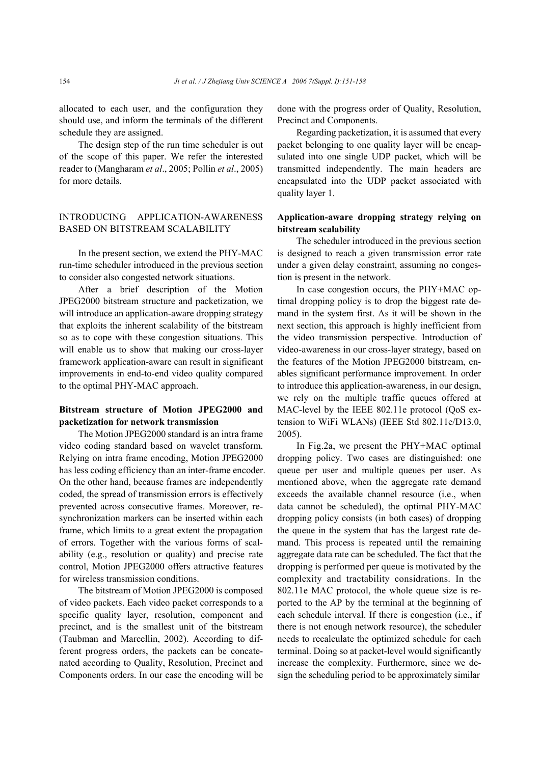allocated to each user, and the configuration they should use, and inform the terminals of the different schedule they are assigned.

The design step of the run time scheduler is out of the scope of this paper. We refer the interested reader to (Mangharam *et al*., 2005; Pollin *et al*., 2005) for more details.

## INTRODUCING APPLICATION-AWARENESS BASED ON BITSTREAM SCALABILITY

In the present section, we extend the PHY-MAC run-time scheduler introduced in the previous section to consider also congested network situations.

After a brief description of the Motion JPEG2000 bitstream structure and packetization, we will introduce an application-aware dropping strategy that exploits the inherent scalability of the bitstream so as to cope with these congestion situations. This will enable us to show that making our cross-layer framework application-aware can result in significant improvements in end-to-end video quality compared to the optimal PHY-MAC approach.

### Bitstream structure of Motion JPEG2000 and packetization for network transmission

The Motion JPEG2000 standard is an intra frame video coding standard based on wavelet transform. Relying on intra frame encoding, Motion JPEG2000 has less coding efficiency than an inter-frame encoder. On the other hand, because frames are independently coded, the spread of transmission errors is effectively prevented across consecutive frames. Moreover, resynchronization markers can be inserted within each frame, which limits to a great extent the propagation of errors. Together with the various forms of scalability (e.g., resolution or quality) and precise rate control, Motion JPEG2000 offers attractive features for wireless transmission conditions.

The bitstream of Motion JPEG2000 is composed of video packets. Each video packet corresponds to a specific quality layer, resolution, component and precinct, and is the smallest unit of the bitstream (Taubman and Marcellin, 2002). According to different progress orders, the packets can be concatenated according to Quality, Resolution, Precinct and Components orders. In our case the encoding will be done with the progress order of Quality, Resolution, Precinct and Components.

Regarding packetization, it is assumed that every packet belonging to one quality layer will be encapsulated into one single UDP packet, which will be transmitted independently. The main headers are encapsulated into the UDP packet associated with quality layer 1.

### Application-aware dropping strategy relying on bitstream scalability

The scheduler introduced in the previous section is designed to reach a given transmission error rate under a given delay constraint, assuming no congestion is present in the network.

In case congestion occurs, the PHY+MAC optimal dropping policy is to drop the biggest rate demand in the system first. As it will be shown in the next section, this approach is highly inefficient from the video transmission perspective. Introduction of video-awareness in our cross-layer strategy, based on the features of the Motion JPEG2000 bitstream, enables significant performance improvement. In order to introduce this application-awareness, in our design, we rely on the multiple traffic queues offered at MAC-level by the IEEE 802.11e protocol (QoS extension to WiFi WLANs) (IEEE Std 802.11e/D13.0, 2005).

In Fig.2a, we present the PHY+MAC optimal dropping policy. Two cases are distinguished: one queue per user and multiple queues per user. As mentioned above, when the aggregate rate demand exceeds the available channel resource (i.e., when data cannot be scheduled), the optimal PHY-MAC dropping policy consists (in both cases) of dropping the queue in the system that has the largest rate demand. This process is repeated until the remaining aggregate data rate can be scheduled. The fact that the dropping is performed per queue is motivated by the complexity and tractability considrations. In the 802.11e MAC protocol, the whole queue size is reported to the AP by the terminal at the beginning of each schedule interval. If there is congestion (i.e., if there is not enough network resource), the scheduler needs to recalculate the optimized schedule for each terminal. Doing so at packet-level would significantly increase the complexity. Furthermore, since we design the scheduling period to be approximately similar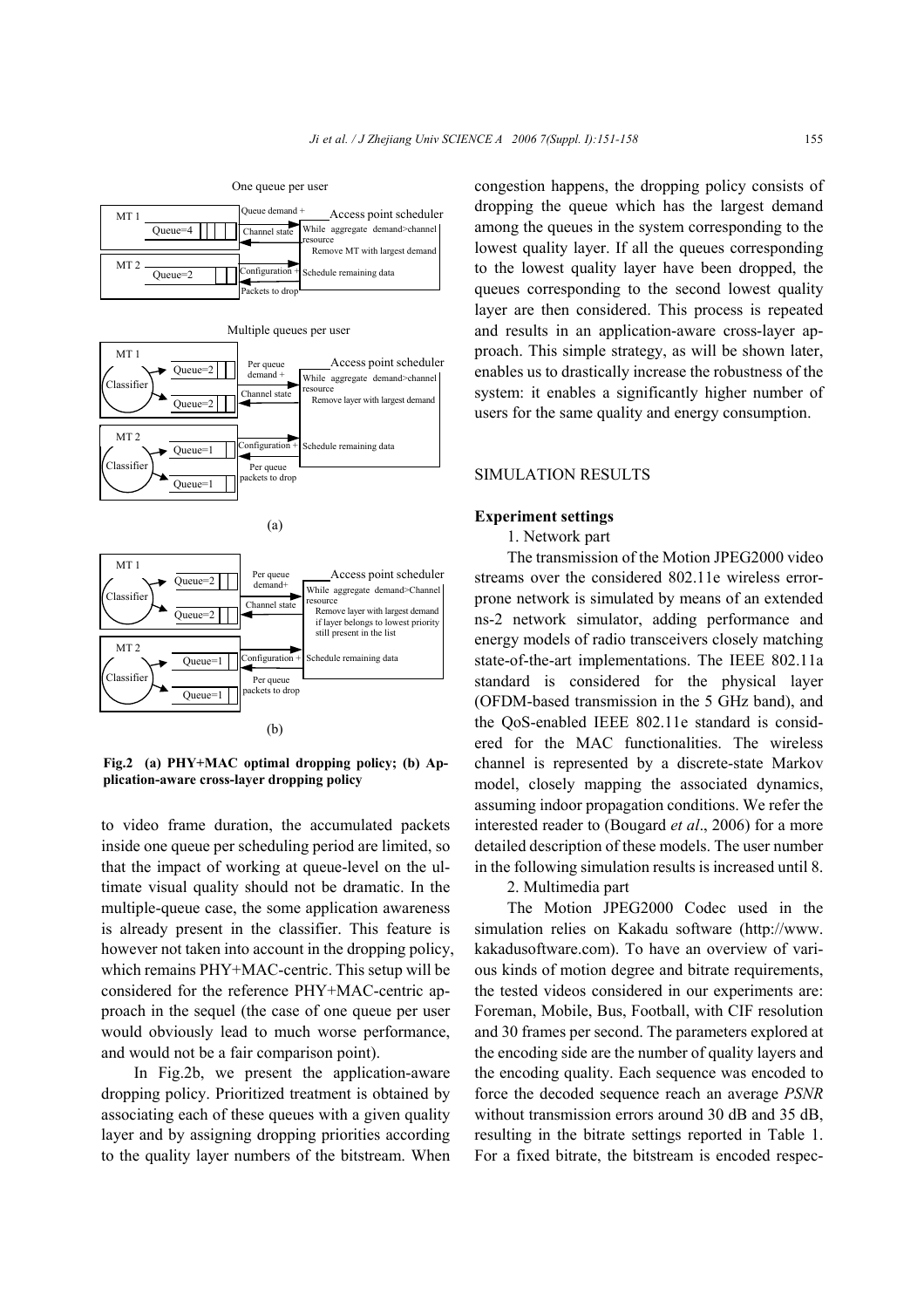**Fig.2 (a) PHY+MAC optimal dropping policy; (b) Application-aware cross-layer dropping policy**

to video frame duration, the accumulated packets inside one queue per scheduling period are limited, so that the impact of working at queue-level on the ultimate visual quality should not be dramatic. In the multiple-queue case, the some application awareness is already present in the classifier. This feature is however not taken into account in the dropping policy, which remains PHY+MAC-centric. This setup will be considered for the reference PHY+MAC-centric approach in the sequel (the case of one queue per user would obviously lead to much worse performance, and would not be a fair comparison point).

In Fig.2b, we present the application-aware dropping policy. Prioritized treatment is obtained by associating each of these queues with a given quality layer and by assigning dropping priorities according to the quality layer numbers of the bitstream. When congestion happens, the dropping policy consists of dropping the queue which has the largest demand among the queues in the system corresponding to the lowest quality layer. If all the queues corresponding to the lowest quality layer have been dropped, the queues corresponding to the second lowest quality layer are then considered. This process is repeated and results in an application-aware cross-layer approach. This simple strategy, as will be shown later, enables us to drastically increase the robustness of the system: it enables a significantly higher number of users for the same quality and energy consumption.

## SIMULATION RESULTS

### Experiment settings

1. Network part

The transmission of the Motion JPEG2000 video streams over the considered 802.11e wireless error-prone network is simulated by means of an extended ns-2 network simulator, adding performance and energy models of radio transceivers closely matching state-of-the-art implementations. The IEEE 802.11a standard is considered for the physical layer (OFDM-based transmission in the 5 GHz band), and the QoS-enabled IEEE 802.11e standard is considered for the MAC functionalities. The wireless channel is represented by a discrete-state Markov model, closely mapping the associated dynamics, assuming indoor propagation conditions. We refer the interested reader to (Bougard *et al*., 2006) for a more detailed description of these models. The user number in the following simulation results is increased until 8.

2. Multimedia part

The Motion JPEG2000 Codec used in the simulation relies on Kakadu software (http://www.kakadusoftware.com). To have an overview of various kinds of motion degree and bitrate requirements, the tested videos considered in our experiments are: Foreman, Mobile, Bus, Football, with CIF resolution and 30 frames per second. The parameters explored at the encoding side are the number of quality layers and the encoding quality. Each sequence was encoded to force the decoded sequence reach an average *PSNR* without transmission errors around 30 dB and 35 dB, resulting in the bitrate settings reported in Table 1. For a fixed bitrate, the bitstream is encoded respec-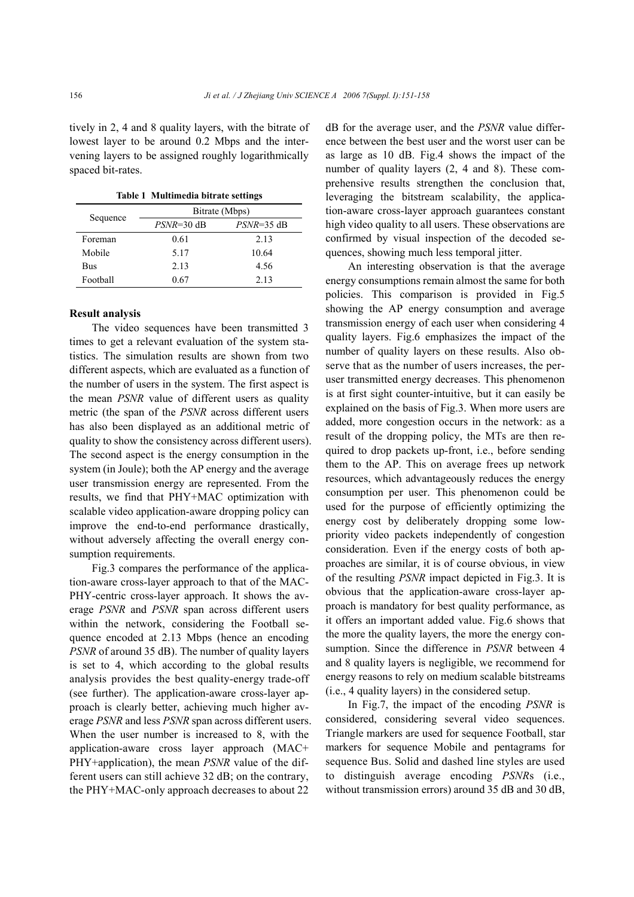tively in 2, 4 and 8 quality layers, with the bitrate of lowest layer to be around 0.2 Mbps and the intervening layers to be assigned roughly logarithmically spaced bit-rates.

**Table 1 Multimedia bitrate settings**

| Sequence | Bitrate (Mbps) | |
|---|---|---|
| | *PSNR*=30 dB | *PSNR*=35 dB |
| Foreman | 0.61 | 2.13 |
| Mobile | 5.17 | 10.64 |
| Bus | 2.13 | 4.56 |
| Football | 0.67 | 2.13 |

**Result analysis**

The video sequences have been transmitted 3 times to get a relevant evaluation of the system statistics. The simulation results are shown from two different aspects, which are evaluated as a function of the number of users in the system. The first aspect is the mean *PSNR* value of different users as quality metric (the span of the *PSNR* across different users has also been displayed as an additional metric of quality to show the consistency across different users). The second aspect is the energy consumption in the system (in Joule); both the AP energy and the average user transmission energy are represented. From the results, we find that PHY+MAC optimization with scalable video application-aware dropping policy can improve the end-to-end performance drastically, without adversely affecting the overall energy consumption requirements.

Fig.3 compares the performance of the application-aware cross-layer approach to that of the MAC-PHY-centric cross-layer approach. It shows the average *PSNR* and *PSNR* span across different users within the network, considering the Football sequence encoded at 2.13 Mbps (hence an encoding *PSNR* of around 35 dB). The number of quality layers is set to 4, which according to the global results analysis provides the best quality-energy trade-off (see further). The application-aware cross-layer approach is clearly better, achieving much higher average *PSNR* and less *PSNR* span across different users. When the user number is increased to 8, with the application-aware cross layer approach (MAC+PHY+application), the mean *PSNR* value of the different users can still achieve 32 dB; on the contrary, the PHY+MAC-only approach decreases to about 22 dB for the average user, and the *PSNR* value difference between the best user and the worst user can be as large as 10 dB. Fig.4 shows the impact of the number of quality layers (2, 4 and 8). These comprehensive results strengthen the conclusion that, leveraging the bitstream scalability, the application-aware cross-layer approach guarantees constant high video quality to all users. These observations are confirmed by visual inspection of the decoded sequences, showing much less temporal jitter.

An interesting observation is that the average energy consumptions remain almost the same for both policies. This comparison is provided in Fig.5 showing the AP energy consumption and average transmission energy of each user when considering 4 quality layers. Fig.6 emphasizes the impact of the number of quality layers on these results. Also observe that as the number of users increases, the per-user transmitted energy decreases. This phenomenon is at first sight counter-intuitive, but it can easily be explained on the basis of Fig.3. When more users are added, more congestion occurs in the network: as a result of the dropping policy, the MTs are then required to drop packets up-front, i.e., before sending them to the AP. This on average frees up network resources, which advantageously reduces the energy consumption per user. This phenomenon could be used for the purpose of efficiently optimizing the energy cost by deliberately dropping some low-priority video packets independently of congestion consideration. Even if the energy costs of both approaches are similar, it is of course obvious, in view of the resulting *PSNR* impact depicted in Fig.3. It is obvious that the application-aware cross-layer approach is mandatory for best quality performance, as it offers an important added value. Fig.6 shows that the more the quality layers, the more the energy consumption. Since the difference in *PSNR* between 4 and 8 quality layers is negligible, we recommend for energy reasons to rely on medium scalable bitstreams (i.e., 4 quality layers) in the considered setup.

In Fig.7, the impact of the encoding *PSNR* is considered, considering several video sequences. Triangle markers are used for sequence Football, star markers for sequence Mobile and pentagrams for sequence Bus. Solid and dashed line styles are used to distinguish average encoding *PSNR*s (i.e., without transmission errors) around 35 dB and 30 dB,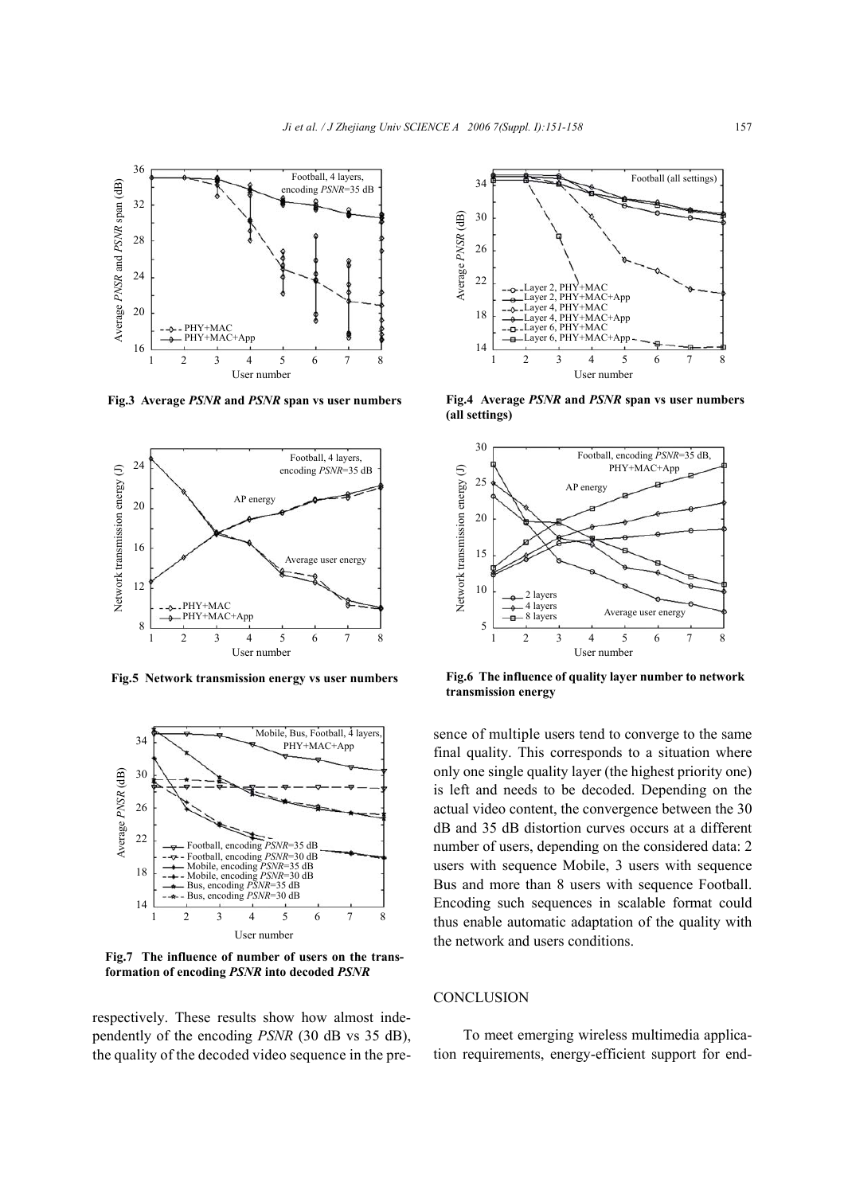Fig.3 Average *PSNR* and *PSNR* span vs user numbers

Fig.4 Average *PSNR* and *PSNR* span vs user numbers (all settings)

Fig.5 Network transmission energy vs user numbers

Fig.6 The influence of quality layer number to network transmission energy

Fig.7 The influence of number of users on the transformation of encoding *PSNR* into decoded *PSNR*

respectively. These results show how almost independently of the encoding *PSNR* (30 dB vs 35 dB), the quality of the decoded video sequence in the presence of multiple users tend to converge to the same final quality. This corresponds to a situation where only one single quality layer (the highest priority one) is left and needs to be decoded. Depending on the actual video content, the convergence between the 30 dB and 35 dB distortion curves occurs at a different number of users, depending on the considered data: 2 users with sequence Mobile, 3 users with sequence Bus and more than 8 users with sequence Football. Encoding such sequences in scalable format could thus enable automatic adaptation of the quality with the network and users conditions.

## CONCLUSION

To meet emerging wireless multimedia application requirements, energy-efficient support for end-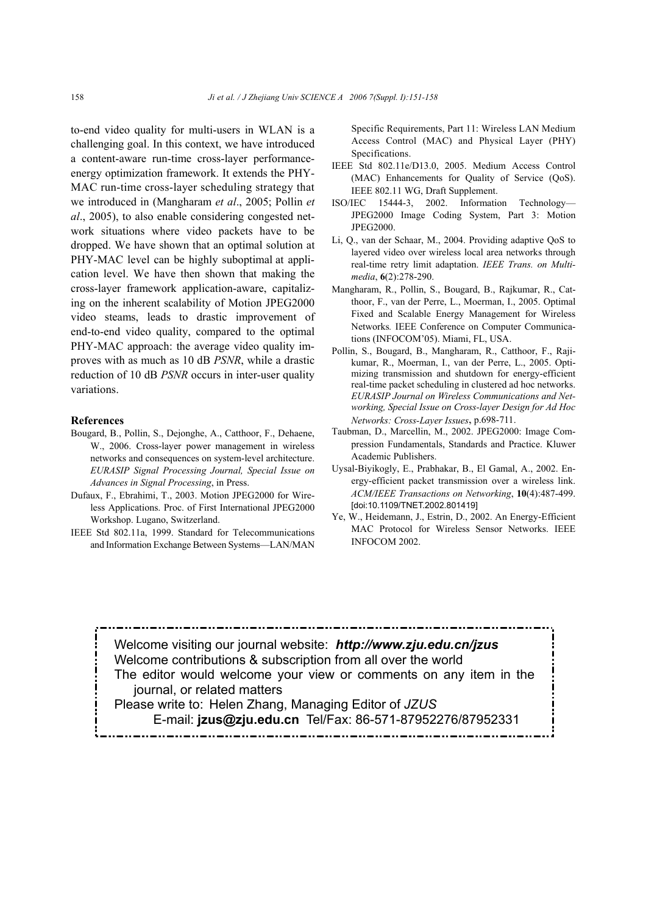to-end video quality for multi-users in WLAN is a challenging goal. In this context, we have introduced a content-aware run-time cross-layer performance-energy optimization framework. It extends the PHY-MAC run-time cross-layer scheduling strategy that we introduced in (Mangharam *et al*., 2005; Pollin *et al*., 2005), to also enable considering congested network situations where video packets have to be dropped. We have shown that an optimal solution at PHY-MAC level can be highly suboptimal at application level. We have then shown that making the cross-layer framework application-aware, capitalizing on the inherent scalability of Motion JPEG2000 video steams, leads to drastic improvement of end-to-end video quality, compared to the optimal PHY-MAC approach: the average video quality improves with as much as 10 dB *PSNR*, while a drastic reduction of 10 dB *PSNR* occurs in inter-user quality variations.

**References**

Bougard, B., Pollin, S., Dejonghe, A., Catthoor, F., Dehaene, W., 2006. Cross-layer power management in wireless networks and consequences on system-level architecture. *EURASIP Signal Processing Journal, Special Issue on Advances in Signal Processing*, in Press.

Dufaux, F., Ebrahimi, T., 2003. Motion JPEG2000 for Wireless Applications. Proc. of First International JPEG2000 Workshop. Lugano, Switzerland.

IEEE Std 802.11a, 1999. Standard for Telecommunications and Information Exchange Between Systems—LAN/MAN Specific Requirements, Part 11: Wireless LAN Medium Access Control (MAC) and Physical Layer (PHY) Specifications.

IEEE Std 802.11e/D13.0, 2005. Medium Access Control (MAC) Enhancements for Quality of Service (QoS). IEEE 802.11 WG, Draft Supplement.

ISO/IEC 15444-3, 2002. Information Technology—JPEG2000 Image Coding System, Part 3: Motion JPEG2000.

Li, Q., van der Schaar, M., 2004. Providing adaptive QoS to layered video over wireless local area networks through real-time retry limit adaptation. *IEEE Trans. on Multimedia*, **6**(2):278-290.

Mangharam, R., Pollin, S., Bougard, B., Rajkumar, R., Catthoor, F., van der Perre, L., Moerman, I., 2005. Optimal Fixed and Scalable Energy Management for Wireless Networks*.* IEEE Conference on Computer Communications (INFOCOM'05). Miami, FL, USA.

Pollin, S., Bougard, B., Mangharam, R., Catthoor, F., Rajikumar, R., Moerman, I., van der Perre, L., 2005. Optimizing transmission and shutdown for energy-efficient real-time packet scheduling in clustered ad hoc networks. *EURASIP Journal on Wireless Communications and Networking, Special Issue on Cross-layer Design for Ad Hoc Networks: Cross-Layer Issues***,** p.698-711.

Taubman, D., Marcellin, M., 2002. JPEG2000: Image Compression Fundamentals, Standards and Practice. Kluwer Academic Publishers.

Uysal-Biyikogly, E., Prabhakar, B., El Gamal, A., 2002. Energy-efficient packet transmission over a wireless link. *ACM/IEEE Transactions on Networking*, **10**(4):487-499. [doi:10.1109/TNET.2002.801419]

Ye, W., Heidemann, J., Estrin, D., 2002. An Energy-Efficient MAC Protocol for Wireless Sensor Networks. IEEE INFOCOM 2002.

Welcome visiting our journal website: ***http://www.zju.edu.cn/jzus***
Welcome contributions & subscription from all over the world
The editor would welcome your view or comments on any item in the journal, or related matters
Please write to: Helen Zhang, Managing Editor of *JZUS*
E-mail: **jzus@zju.edu.cn** Tel/Fax: 86-571-87952276/87952331